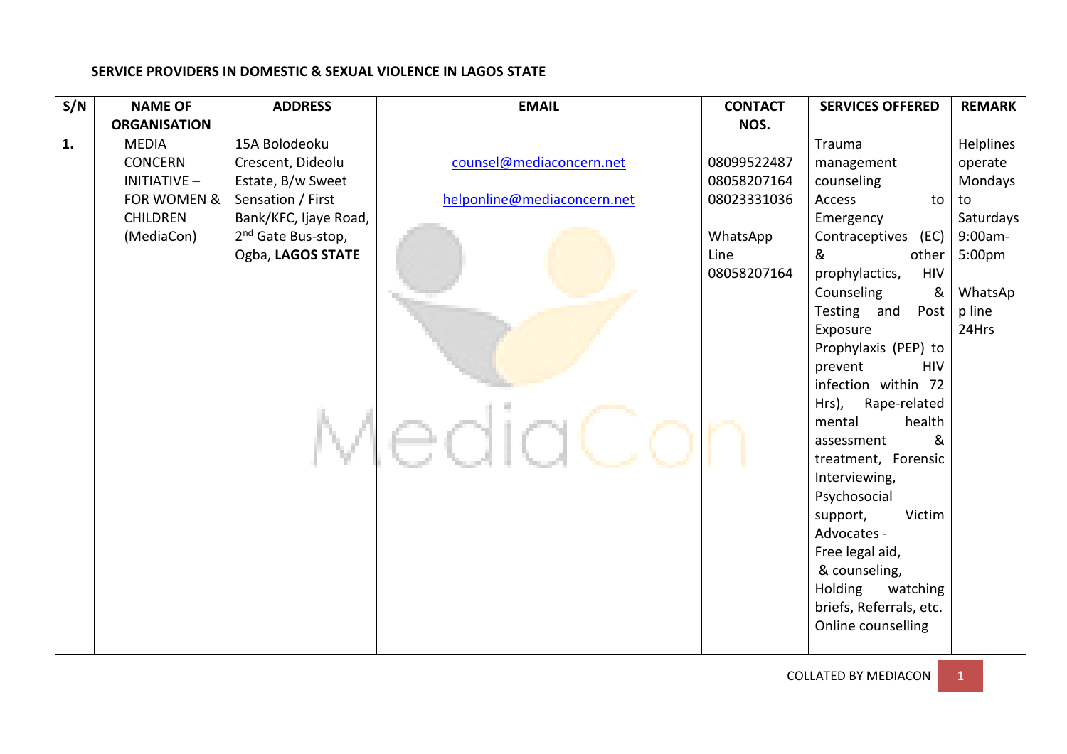**SERVICE PROVIDERS IN DOMESTIC & SEXUAL VIOLENCE IN LAGOS STATE**

| S/N | NAME OF ORGANISATION | ADDRESS | EMAIL | CONTACT NOS. | SERVICES OFFERED | REMARK |
|---|---|---|---|---|---|---|
| **1.** | MEDIA CONCERN INITIATIVE – FOR WOMEN & CHILDREN (MediaCon) | 15A Bolodeoku Crescent, Dideolu Estate, B/w Sweet Sensation / First Bank/KFC, Ijaye Road, 2nd Gate Bus-stop, Ogba, **LAGOS STATE** | counsel@mediaconcern.net<br><br>helponline@mediaconcern.net | 08099522487<br>08058207164<br>08023331036<br><br>WhatsApp Line<br>08058207164 | Trauma management counseling<br>Access to Emergency Contraceptives (EC) & other prophylactics, HIV Counseling & Testing and Post Exposure Prophylaxis (PEP) to prevent HIV infection within 72 Hrs), Rape-related mental health assessment & treatment, Forensic Interviewing, Psychosocial support, Victim Advocates -<br>Free legal aid,<br>& counseling,<br>Holding watching briefs, Referrals, etc.<br>Online counselling | Helplines operate Mondays to Saturdays 9:00am-5:00pm<br><br>WhatsApp line 24Hrs |

COLLATED BY MEDIACON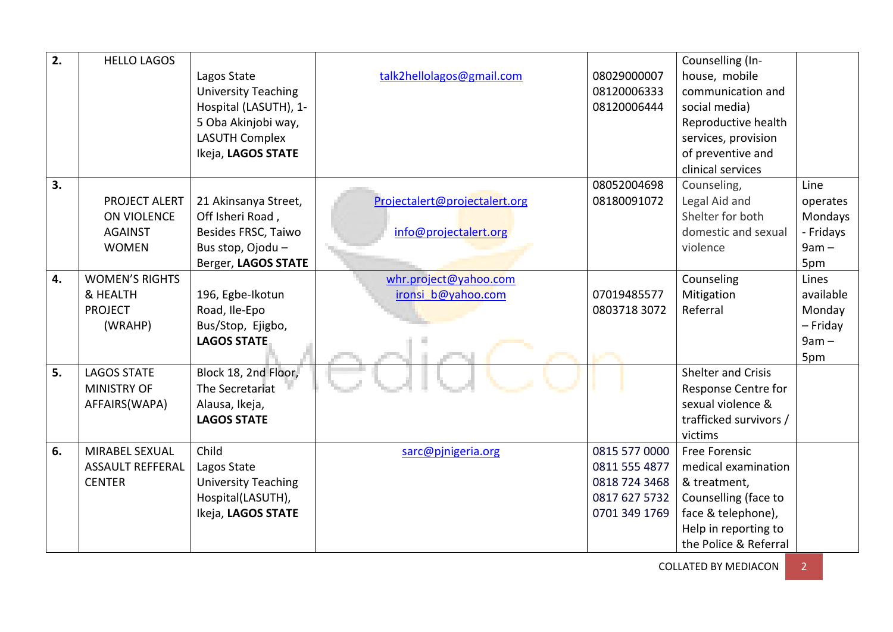| 2. | HELLO LAGOS | Lagos State University Teaching Hospital (LASUTH), 1-5 Oba Akinjobi way, LASUTH Complex Ikeja, **LAGOS STATE** | talk2hellolagos@gmail.com | 08029000007<br>08120006333<br>08120006444 | Counselling (In-house, mobile communication and social media) Reproductive health services, provision of preventive and clinical services | |
|---|---|---|---|---|---|---|
| 3. | PROJECT ALERT ON VIOLENCE AGAINST WOMEN | 21 Akinsanya Street, Off Isheri Road , Besides FRSC, Taiwo Bus stop, Ojodu – Berger, **LAGOS STATE** | Projectalert@projectalert.org<br><br>info@projectalert.org | 08052004698<br>08180091072 | Counseling, Legal Aid and Shelter for both domestic and sexual violence | Line operates Mondays - Fridays 9am – 5pm |
| 4. | WOMEN'S RIGHTS & HEALTH PROJECT (WRAHP) | 196, Egbe-Ikotun Road, Ile-Epo Bus/Stop, Ejigbo, **LAGOS STATE** | whr.project@yahoo.com<br>ironsi_b@yahoo.com | 07019485577<br>0803718 3072 | Counseling<br>Mitigation<br>Referral | Lines available Monday – Friday 9am – 5pm |
| 5. | LAGOS STATE MINISTRY OF AFFAIRS(WAPA) | Block 18, 2nd Floor, The Secretariat Alausa, Ikeja, **LAGOS STATE** | | | Shelter and Crisis Response Centre for sexual violence & trafficked survivors / victims | |
| 6. | MIRABEL SEXUAL ASSAULT REFFERAL CENTER | Child<br>Lagos State University Teaching Hospital(LASUTH), Ikeja, **LAGOS STATE** | sarc@pjnigeria.org | 0815 577 0000<br>0811 555 4877<br>0818 724 3468<br>0817 627 5732<br>0701 349 1769 | Free Forensic medical examination & treatment, Counselling (face to face & telephone), Help in reporting to the Police & Referral | |

COLLATED BY MEDIACON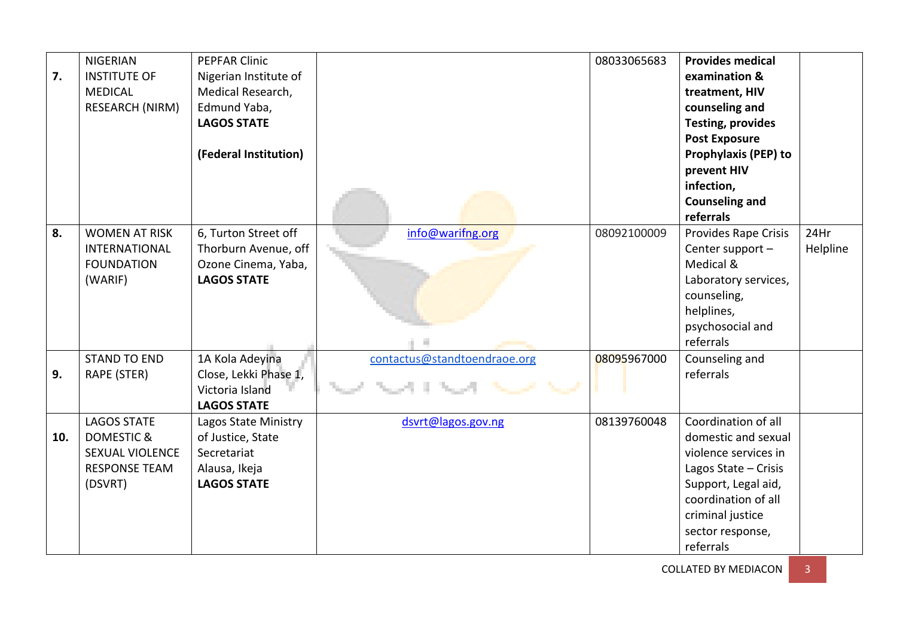| 7. | NIGERIAN INSTITUTE OF MEDICAL RESEARCH (NIRM) | PEPFAR Clinic Nigerian Institute of Medical Research, Edmund Yaba, **LAGOS STATE** **(Federal Institution)** | | 08033065683 | **Provides medical examination & treatment, HIV counseling and Testing, provides Post Exposure Prophylaxis (PEP) to prevent HIV infection, Counseling and referrals** | |
|---|---|---|---|---|---|---|
| 8. | WOMEN AT RISK INTERNATIONAL FOUNDATION (WARIF) | 6, Turton Street off Thorburn Avenue, off Ozone Cinema, Yaba, **LAGOS STATE** | info@warifng.org | 08092100009 | Provides Rape Crisis Center support – Medical & Laboratory services, counseling, helplines, psychosocial and referrals | 24Hr Helpline |
| 9. | STAND TO END RAPE (STER) | 1A Kola Adeyina Close, Lekki Phase 1, Victoria Island **LAGOS STATE** | contactus@standtoendraoe.org | 08095967000 | Counseling and referrals | |
| 10. | LAGOS STATE DOMESTIC & SEXUAL VIOLENCE RESPONSE TEAM (DSVRT) | Lagos State Ministry of Justice, State Secretariat Alausa, Ikeja **LAGOS STATE** | dsvrt@lagos.gov.ng | 08139760048 | Coordination of all domestic and sexual violence services in Lagos State – Crisis Support, Legal aid, coordination of all criminal justice sector response, referrals | |

COLLATED BY MEDIACON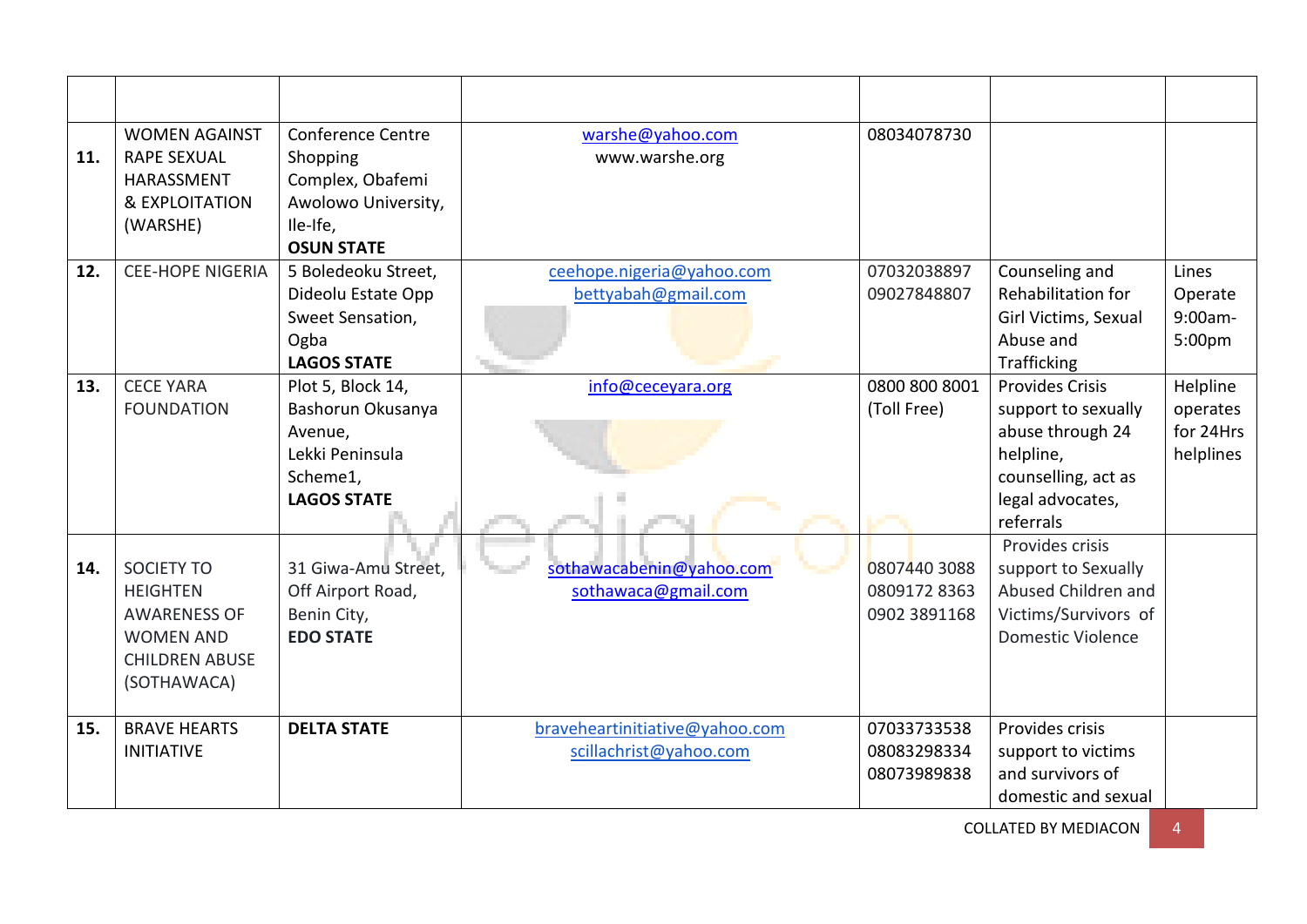| | | | | | | |
|---|---|---|---|---|---|---|
| **11.** | WOMEN AGAINST RAPE SEXUAL HARASSMENT & EXPLOITATION (WARSHE) | Conference Centre Shopping Complex, Obafemi Awolowo University, Ile-Ife, **OSUN STATE** | warshe@yahoo.com www.warshe.org | 08034078730 | | |
| **12.** | CEE-HOPE NIGERIA | 5 Boledeoku Street, Dideolu Estate Opp Sweet Sensation, Ogba **LAGOS STATE** | ceehope.nigeria@yahoo.com bettyabah@gmail.com | 07032038897 09027848807 | Counseling and Rehabilitation for Girl Victims, Sexual Abuse and Trafficking | Lines Operate 9:00am-5:00pm |
| **13.** | CECE YARA FOUNDATION | Plot 5, Block 14, Bashorun Okusanya Avenue, Lekki Peninsula Scheme1, **LAGOS STATE** | info@ceceyara.org | 0800 800 8001 (Toll Free) | Provides Crisis support to sexually abuse through 24 helpline, counselling, act as legal advocates, referrals | Helpline operates for 24Hrs helplines |
| **14.** | SOCIETY TO HEIGHTEN AWARENESS OF WOMEN AND CHILDREN ABUSE (SOTHAWACA) | 31 Giwa-Amu Street, Off Airport Road, Benin City, **EDO STATE** | sothawacabenin@yahoo.com sothawaca@gmail.com | 0807440 3088 0809172 8363 0902 3891168 | Provides crisis support to Sexually Abused Children and Victims/Survivors of Domestic Violence | |
| **15.** | BRAVE HEARTS INITIATIVE | **DELTA STATE** | braveheartinitiative@yahoo.com scillachrist@yahoo.com | 07033733538 08083298334 08073989838 | Provides crisis support to victims and survivors of domestic and sexual | |

COLLATED BY MEDIACON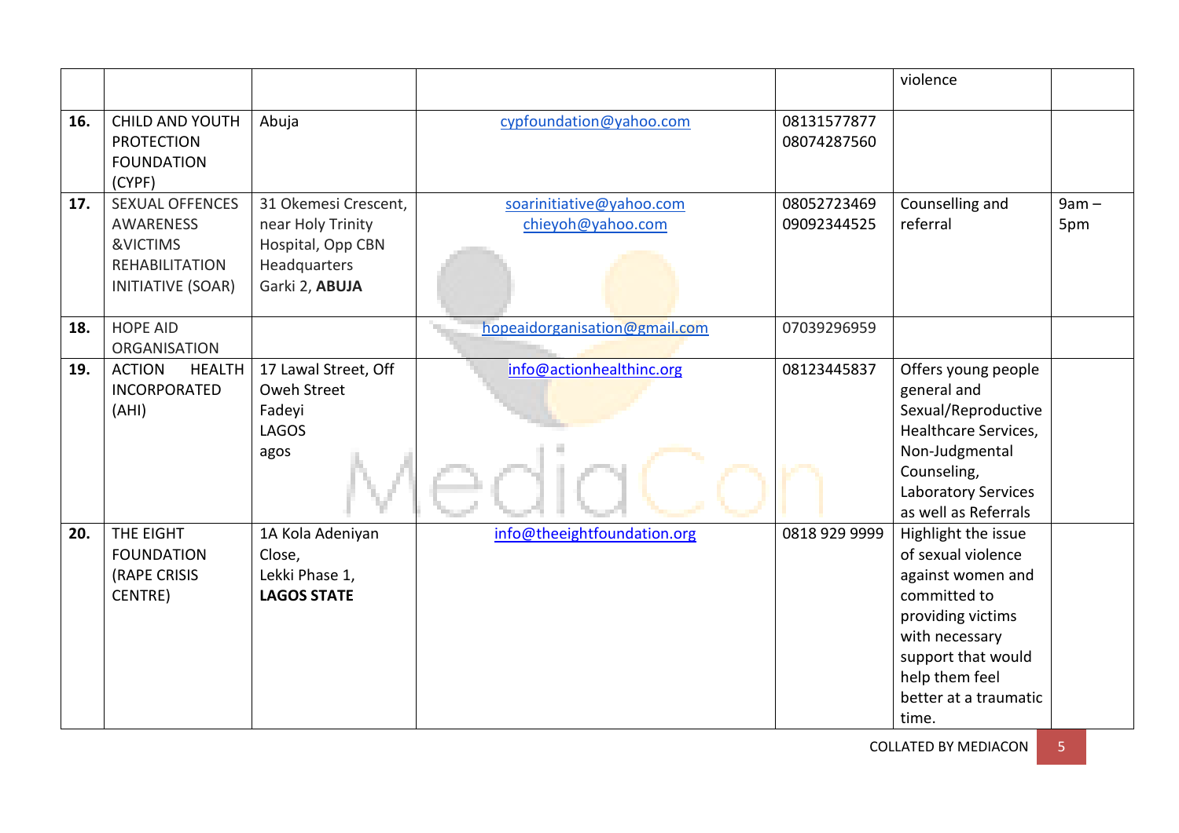| | | | | | | |
|---|---|---|---|---|---|---|
| | | | | | violence | |
| **16.** | CHILD AND YOUTH PROTECTION FOUNDATION (CYPF) | Abuja | cypfoundation@yahoo.com | 08131577877 08074287560 | | |
| **17.** | SEXUAL OFFENCES AWARENESS &VICTIMS REHABILITATION INITIATIVE (SOAR) | 31 Okemesi Crescent, near Holy Trinity Hospital, Opp CBN Headquarters Garki 2, **ABUJA** | soarinitiative@yahoo.com chieyoh@yahoo.com | 08052723469 09092344525 | Counselling and referral | 9am – 5pm |
| **18.** | HOPE AID ORGANISATION | | hopeaidorganisation@gmail.com | 07039296959 | | |
| **19.** | ACTION HEALTH INCORPORATED (AHI) | 17 Lawal Street, Off Oweh Street Fadeyi LAGOS agos | info@actionhealthinc.org | 08123445837 | Offers young people general and Sexual/Reproductive Healthcare Services, Non-Judgmental Counseling, Laboratory Services as well as Referrals | |
| **20.** | THE EIGHT FOUNDATION (RAPE CRISIS CENTRE) | 1A Kola Adeniyan Close, Lekki Phase 1, **LAGOS STATE** | info@theeightfoundation.org | 0818 929 9999 | Highlight the issue of sexual violence against women and committed to providing victims with necessary support that would help them feel better at a traumatic time. | |

COLLATED BY MEDIACON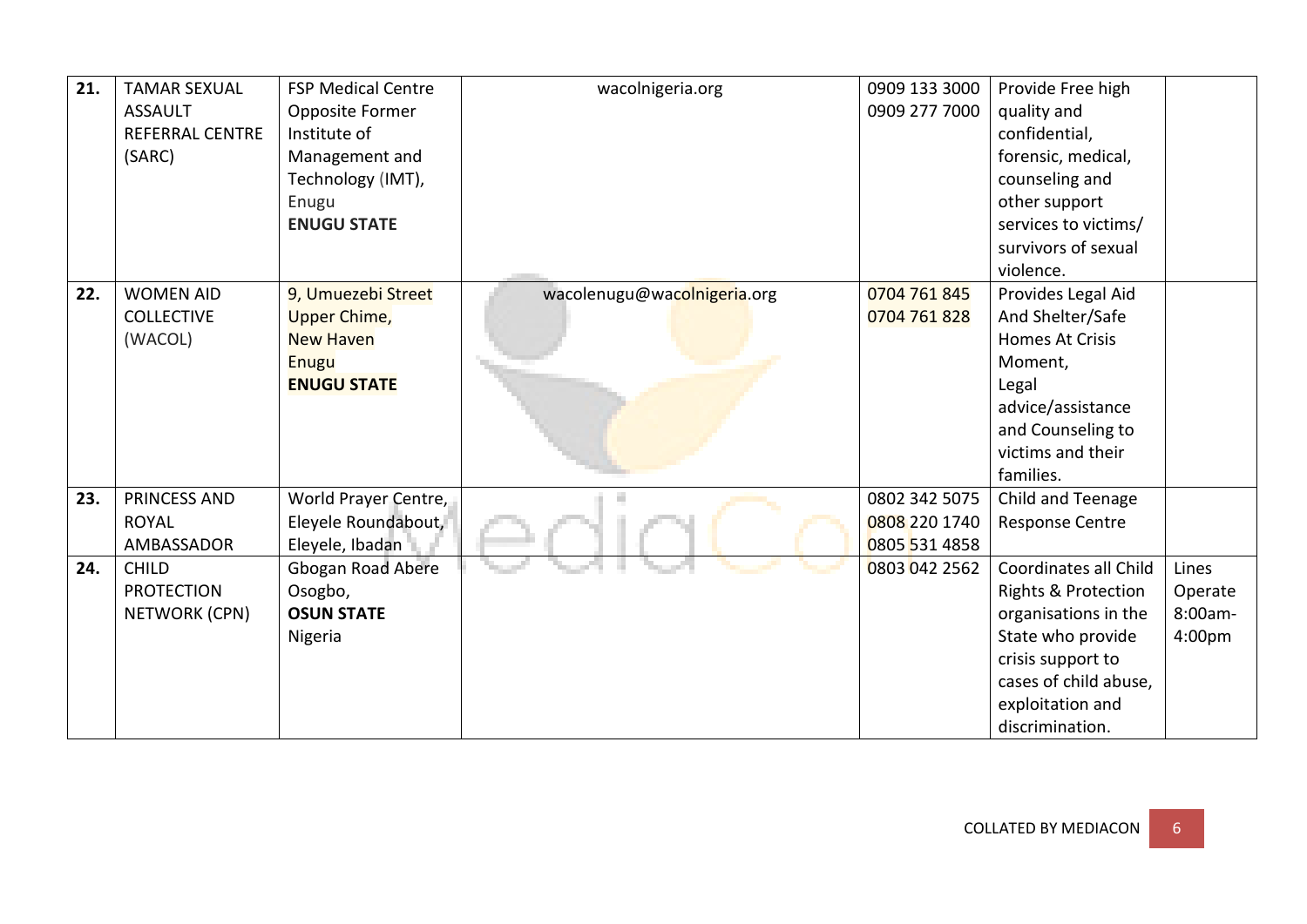| | | | | | | |
|---|---|---|---|---|---|---|
| **21.** | TAMAR SEXUAL ASSAULT REFERRAL CENTRE (SARC) | FSP Medical Centre Opposite Former Institute of Management and Technology (IMT), Enugu **ENUGU STATE** | wacolnigeria.org | 0909 133 3000 0909 277 7000 | Provide Free high quality and confidential, forensic, medical, counseling and other support services to victims/ survivors of sexual violence. | |
| **22.** | WOMEN AID COLLECTIVE (WACOL) | 9, Umuezebi Street Upper Chime, New Haven Enugu **ENUGU STATE** | wacolenugu@wacolnigeria.org | 0704 761 845 0704 761 828 | Provides Legal Aid And Shelter/Safe Homes At Crisis Moment, Legal advice/assistance and Counseling to victims and their families. | |
| **23.** | PRINCESS AND ROYAL AMBASSADOR | World Prayer Centre, Eleyele Roundabout, Eleyele, Ibadan | | 0802 342 5075 0808 220 1740 0805 531 4858 | Child and Teenage Response Centre | |
| **24.** | CHILD PROTECTION NETWORK (CPN) | Gbogan Road Abere Osogbo, **OSUN STATE** Nigeria | | 0803 042 2562 | Coordinates all Child Rights & Protection organisations in the State who provide crisis support to cases of child abuse, exploitation and discrimination. | Lines Operate 8:00am-4:00pm |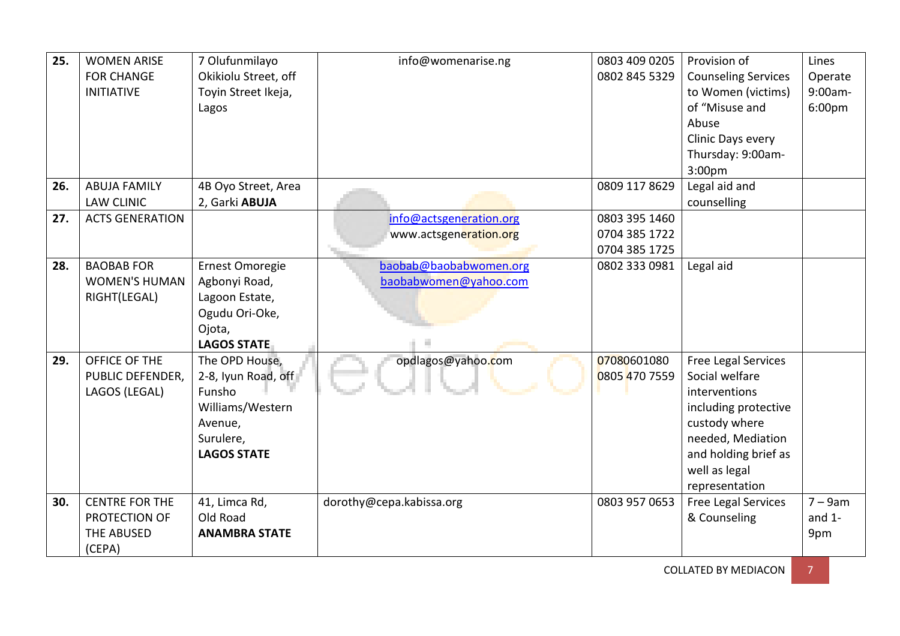| 25. | WOMEN ARISE FOR CHANGE INITIATIVE | 7 Olufunmilayo Okikiolu Street, off Toyin Street Ikeja, Lagos | info@womenarise.ng | 0803 409 0205<br>0802 845 5329 | Provision of Counseling Services to Women (victims) of "Misuse and Abuse<br>Clinic Days every Thursday: 9:00am-3:00pm | Lines Operate 9:00am-6:00pm |
|---|---|---|---|---|---|---|
| 26. | ABUJA FAMILY LAW CLINIC | 4B Oyo Street, Area 2, Garki **ABUJA** | | 0809 117 8629 | Legal aid and counselling | |
| 27. | ACTS GENERATION | | info@actsgeneration.org<br>www.actsgeneration.org | 0803 395 1460<br>0704 385 1722<br>0704 385 1725 | | |
| 28. | BAOBAB FOR WOMEN'S HUMAN RIGHT(LEGAL) | Ernest Omoregie Agbonyi Road, Lagoon Estate, Ogudu Ori-Oke, Ojota, **LAGOS STATE** | baobab@baobabwomen.org<br>baobabwomen@yahoo.com | 0802 333 0981 | Legal aid | |
| 29. | OFFICE OF THE PUBLIC DEFENDER, LAGOS (LEGAL) | The OPD House, 2-8, Iyun Road, off Funsho Williams/Western Avenue, Surulere, **LAGOS STATE** | opdlagos@yahoo.com | 07080601080<br>0805 470 7559 | Free Legal Services Social welfare interventions including protective custody where needed, Mediation and holding brief as well as legal representation | |
| 30. | CENTRE FOR THE PROTECTION OF THE ABUSED (CEPA) | 41, Limca Rd, Old Road **ANAMBRA STATE** | dorothy@cepa.kabissa.org | 0803 957 0653 | Free Legal Services & Counseling | 7 – 9am and 1-9pm |

COLLATED BY MEDIACON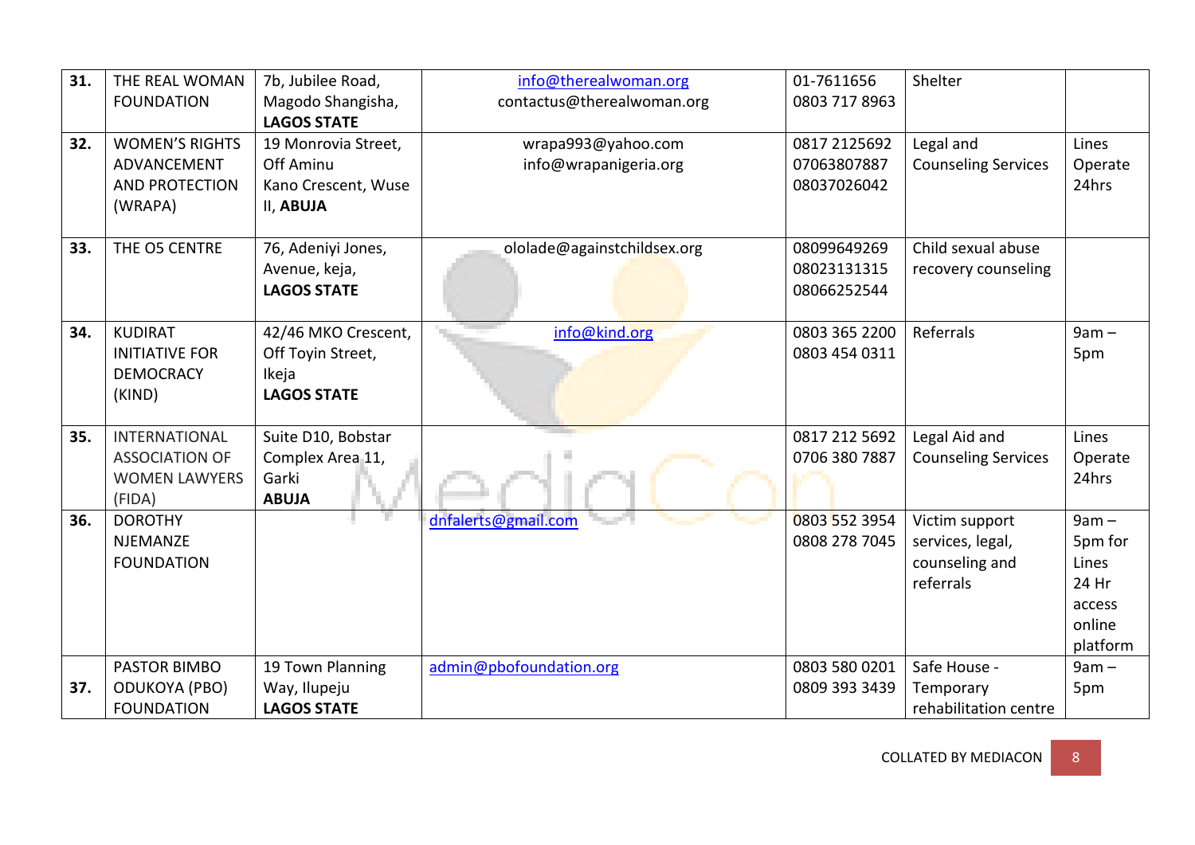| | | | | | | |
|---|---|---|---|---|---|---|
| **31.** | THE REAL WOMAN FOUNDATION | 7b, Jubilee Road, Magodo Shangisha, **LAGOS STATE** | info@therealwoman.org contactus@therealwoman.org | 01-7611656 0803 717 8963 | Shelter | |
| **32.** | WOMEN'S RIGHTS ADVANCEMENT AND PROTECTION (WRAPA) | 19 Monrovia Street, Off Aminu Kano Crescent, Wuse II, **ABUJA** | wrapa993@yahoo.com info@wrapanigeria.org | 0817 2125692 07063807887 08037026042 | Legal and Counseling Services | Lines Operate 24hrs |
| **33.** | THE O5 CENTRE | 76, Adeniyi Jones, Avenue, keja, **LAGOS STATE** | ololade@againstchildsex.org | 08099649269 08023131315 08066252544 | Child sexual abuse recovery counseling | |
| **34.** | KUDIRAT INITIATIVE FOR DEMOCRACY (KIND) | 42/46 MKO Crescent, Off Toyin Street, Ikeja **LAGOS STATE** | info@kind.org | 0803 365 2200 0803 454 0311 | Referrals | 9am – 5pm |
| **35.** | INTERNATIONAL ASSOCIATION OF WOMEN LAWYERS (FIDA) | Suite D10, Bobstar Complex Area 11, Garki **ABUJA** | | 0817 212 5692 0706 380 7887 | Legal Aid and Counseling Services | Lines Operate 24hrs |
| **36.** | DOROTHY NJEMANZE FOUNDATION | | dnfalerts@gmail.com | 0803 552 3954 0808 278 7045 | Victim support services, legal, counseling and referrals | 9am – 5pm for Lines 24 Hr access online platform |
| **37.** | PASTOR BIMBO ODUKOYA (PBO) FOUNDATION | 19 Town Planning Way, Ilupeju **LAGOS STATE** | admin@pbofoundation.org | 0803 580 0201 0809 393 3439 | Safe House - Temporary rehabilitation centre | 9am – 5pm |

COLLATED BY MEDIACON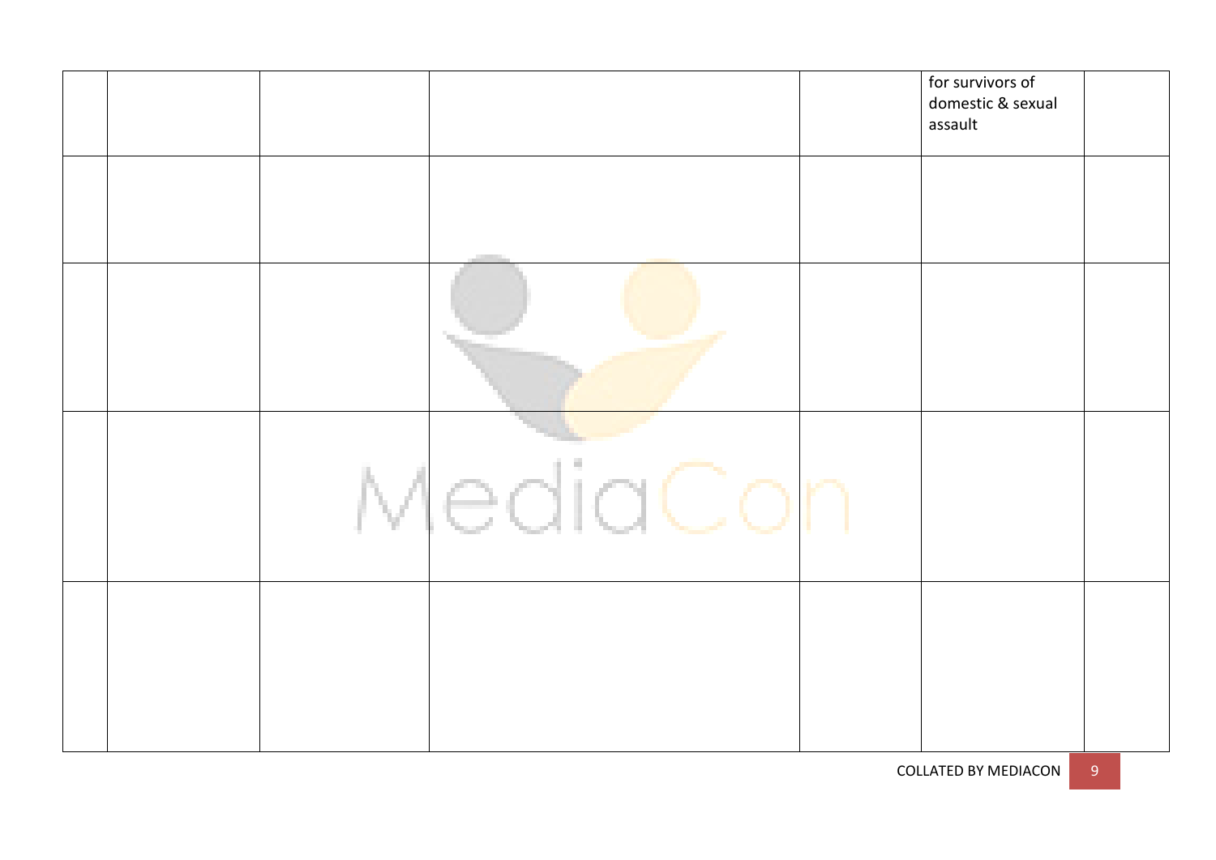| | | | | | | |
|---|---|---|---|---|---|---|
| | | | | | for survivors of domestic & sexual assault | |
| | | | | | | |
| | | | | | | |
| | | | | | | |
| | | | | | | |